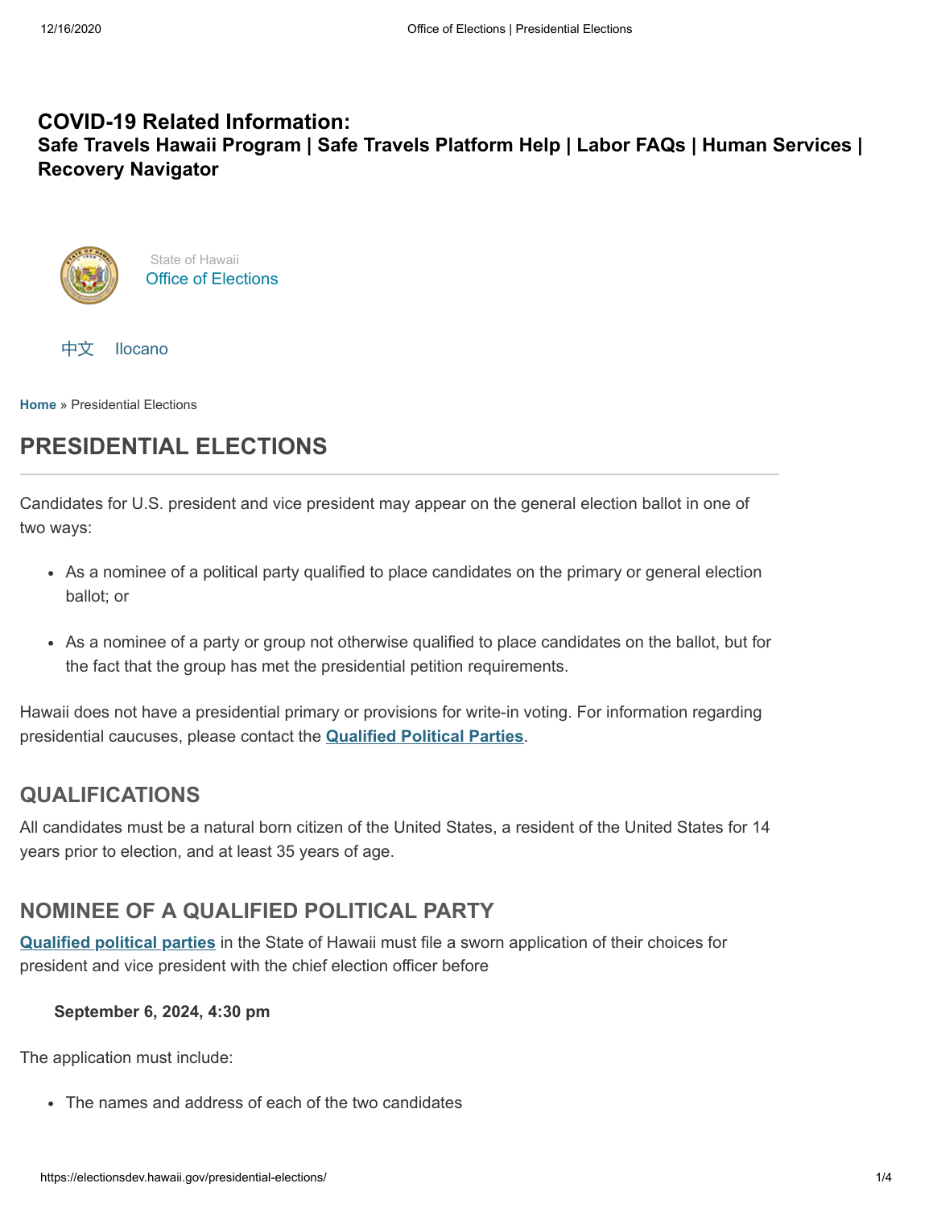**COVID-19 Related Information:**
**Safe Travels Hawaii Program | Safe Travels Platform Help | Labor FAQs | Human Services | Recovery Navigator**

State of Hawaii
Office of Elections

中文 Ilocano

**Home** » Presidential Elections

# PRESIDENTIAL ELECTIONS

Candidates for U.S. president and vice president may appear on the general election ballot in one of two ways:

- As a nominee of a political party qualified to place candidates on the primary or general election ballot; or
- As a nominee of a party or group not otherwise qualified to place candidates on the ballot, but for the fact that the group has met the presidential petition requirements.

Hawaii does not have a presidential primary or provisions for write-in voting. For information regarding presidential caucuses, please contact the **Qualified Political Parties**.

## QUALIFICATIONS

All candidates must be a natural born citizen of the United States, a resident of the United States for 14 years prior to election, and at least 35 years of age.

## NOMINEE OF A QUALIFIED POLITICAL PARTY

**Qualified political parties** in the State of Hawaii must file a sworn application of their choices for president and vice president with the chief election officer before

**September 6, 2024, 4:30 pm**

The application must include:

- The names and address of each of the two candidates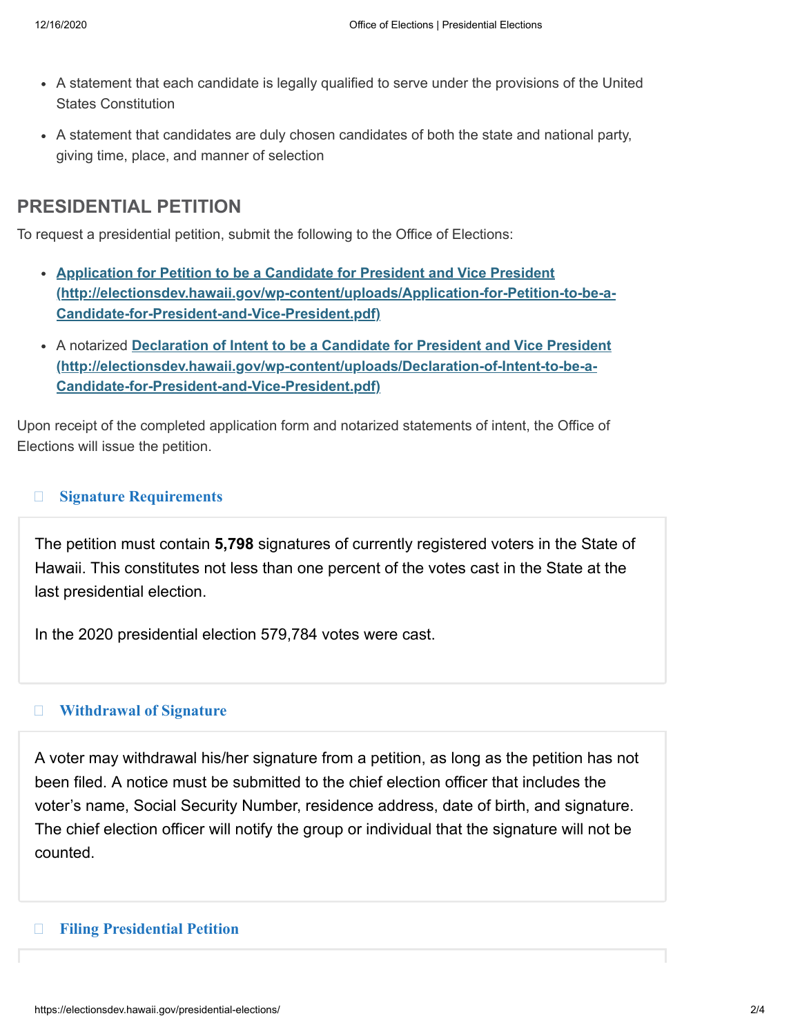- A statement that each candidate is legally qualified to serve under the provisions of the United States Constitution
- A statement that candidates are duly chosen candidates of both the state and national party, giving time, place, and manner of selection

## PRESIDENTIAL PETITION

To request a presidential petition, submit the following to the Office of Elections:

- **Application for Petition to be a Candidate for President and Vice President (http://electionsdev.hawaii.gov/wp-content/uploads/Application-for-Petition-to-be-a-Candidate-for-President-and-Vice-President.pdf)**
- A notarized **Declaration of Intent to be a Candidate for President and Vice President (http://electionsdev.hawaii.gov/wp-content/uploads/Declaration-of-Intent-to-be-a-Candidate-for-President-and-Vice-President.pdf)**

Upon receipt of the completed application form and notarized statements of intent, the Office of Elections will issue the petition.

### Signature Requirements

The petition must contain **5,798** signatures of currently registered voters in the State of Hawaii. This constitutes not less than one percent of the votes cast in the State at the last presidential election.

In the 2020 presidential election 579,784 votes were cast.

### Withdrawal of Signature

A voter may withdrawal his/her signature from a petition, as long as the petition has not been filed. A notice must be submitted to the chief election officer that includes the voter's name, Social Security Number, residence address, date of birth, and signature. The chief election officer will notify the group or individual that the signature will not be counted.

### Filing Presidential Petition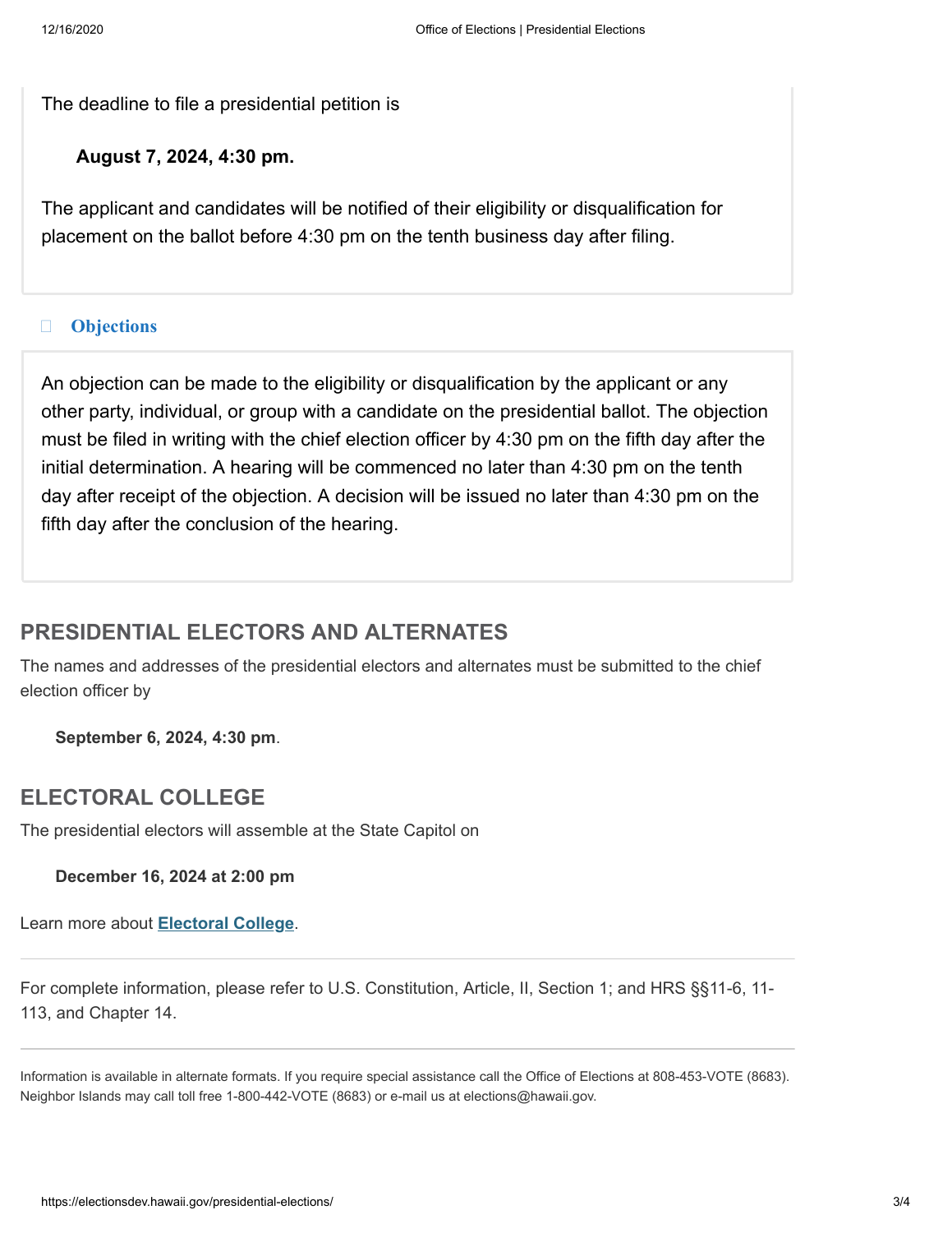The deadline to file a presidential petition is

**August 7, 2024, 4:30 pm.**

The applicant and candidates will be notified of their eligibility or disqualification for placement on the ballot before 4:30 pm on the tenth business day after filing.

### Objections

An objection can be made to the eligibility or disqualification by the applicant or any other party, individual, or group with a candidate on the presidential ballot. The objection must be filed in writing with the chief election officer by 4:30 pm on the fifth day after the initial determination. A hearing will be commenced no later than 4:30 pm on the tenth day after receipt of the objection. A decision will be issued no later than 4:30 pm on the fifth day after the conclusion of the hearing.

## PRESIDENTIAL ELECTORS AND ALTERNATES

The names and addresses of the presidential electors and alternates must be submitted to the chief election officer by

**September 6, 2024, 4:30 pm**.

## ELECTORAL COLLEGE

The presidential electors will assemble at the State Capitol on

**December 16, 2024 at 2:00 pm**

Learn more about **Electoral College**.

---

For complete information, please refer to U.S. Constitution, Article, II, Section 1; and HRS §§11-6, 11-113, and Chapter 14.

---

Information is available in alternate formats. If you require special assistance call the Office of Elections at 808-453-VOTE (8683). Neighbor Islands may call toll free 1-800-442-VOTE (8683) or e-mail us at elections@hawaii.gov.